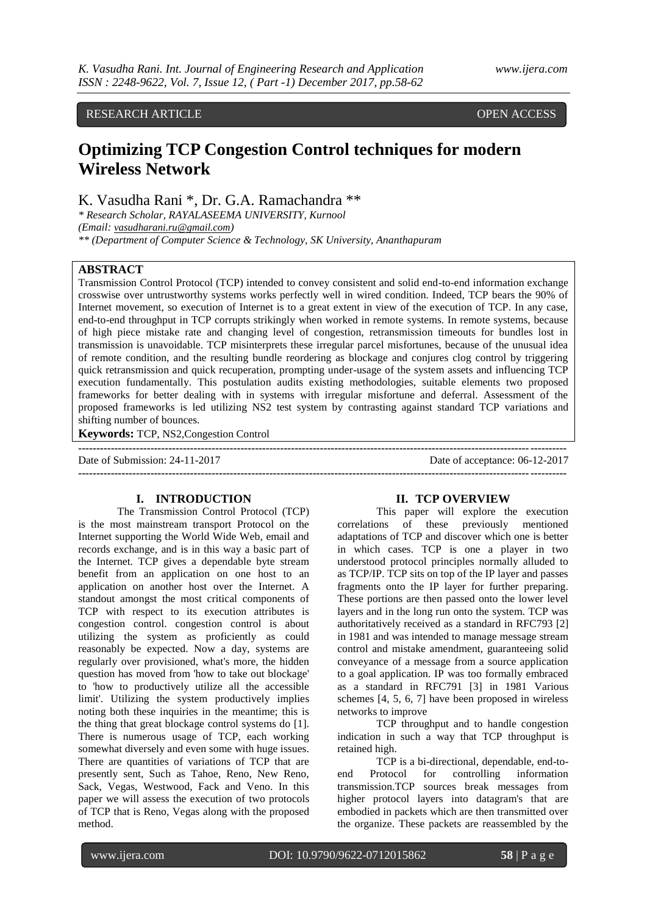RESEARCH ARTICLE OPEN ACCESS

# Optimizing TCP Congestion Control techniques for modern Wireless Network

K. Vasudha Rani *, Dr. G.A. Ramachandra **

*\* Research Scholar, RAYALASEEMA UNIVERSITY, Kurnool*
*(Email: vasudharani.ru@gmail.com)*
*\*\* (Department of Computer Science & Technology, SK University, Ananthapuram*

## ABSTRACT

Transmission Control Protocol (TCP) intended to convey consistent and solid end-to-end information exchange crosswise over untrustworthy systems works perfectly well in wired condition. Indeed, TCP bears the 90% of Internet movement, so execution of Internet is to a great extent in view of the execution of TCP. In any case, end-to-end throughput in TCP corrupts strikingly when worked in remote systems. In remote systems, because of high piece mistake rate and changing level of congestion, retransmission timeouts for bundles lost in transmission is unavoidable. TCP misinterprets these irregular parcel misfortunes, because of the unusual idea of remote condition, and the resulting bundle reordering as blockage and conjures clog control by triggering quick retransmission and quick recuperation, prompting under-usage of the system assets and influencing TCP execution fundamentally. This postulation audits existing methodologies, suitable elements two proposed frameworks for better dealing with in systems with irregular misfortune and deferral. Assessment of the proposed frameworks is led utilizing NS2 test system by contrasting against standard TCP variations and shifting number of bounces.

**Keywords:** TCP, NS2,Congestion Control

Date of Submission: 24-11-2017 Date of acceptance: 06-12-2017

## I. INTRODUCTION

The Transmission Control Protocol (TCP) is the most mainstream transport Protocol on the Internet supporting the World Wide Web, email and records exchange, and is in this way a basic part of the Internet. TCP gives a dependable byte stream benefit from an application on one host to an application on another host over the Internet. A standout amongst the most critical components of TCP with respect to its execution attributes is congestion control. congestion control is about utilizing the system as proficiently as could reasonably be expected. Now a day, systems are regularly over provisioned, what's more, the hidden question has moved from 'how to take out blockage' to 'how to productively utilize all the accessible limit'. Utilizing the system productively implies noting both these inquiries in the meantime; this is the thing that great blockage control systems do [1]. There is numerous usage of TCP, each working somewhat diversely and even some with huge issues. There are quantities of variations of TCP that are presently sent, Such as Tahoe, Reno, New Reno, Sack, Vegas, Westwood, Fack and Veno. In this paper we will assess the execution of two protocols of TCP that is Reno, Vegas along with the proposed method.

## II. TCP OVERVIEW

This paper will explore the execution correlations of these previously mentioned adaptations of TCP and discover which one is better in which cases. TCP is one a player in two understood protocol principles normally alluded to as TCP/IP. TCP sits on top of the IP layer and passes fragments onto the IP layer for further preparing. These portions are then passed onto the lower level layers and in the long run onto the system. TCP was authoritatively received as a standard in RFC793 [2] in 1981 and was intended to manage message stream control and mistake amendment, guaranteeing solid conveyance of a message from a source application to a goal application. IP was too formally embraced as a standard in RFC791 [3] in 1981 Various schemes [4, 5, 6, 7] have been proposed in wireless networks to improve

TCP throughput and to handle congestion indication in such a way that TCP throughput is retained high.

TCP is a bi-directional, dependable, end-to-end Protocol for controlling information transmission.TCP sources break messages from higher protocol layers into datagram's that are embodied in packets which are then transmitted over the organize. These packets are reassembled by the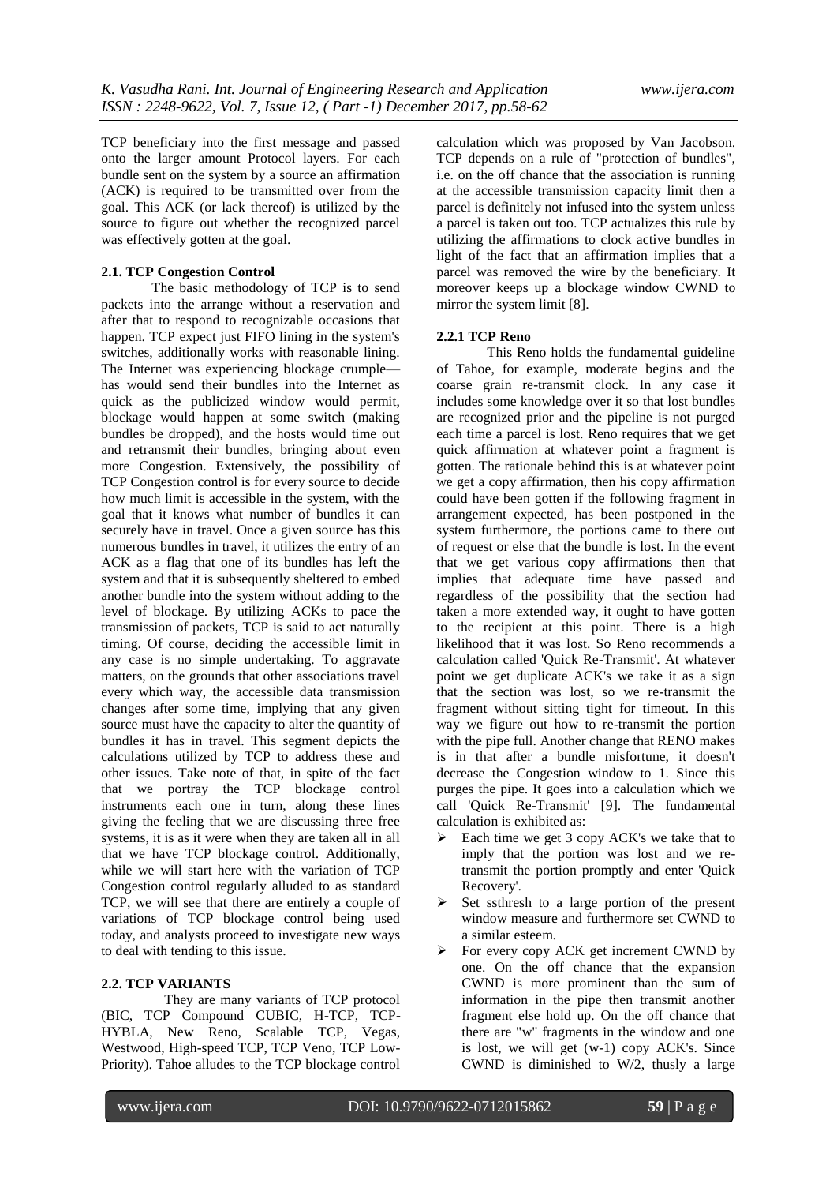TCP beneficiary into the first message and passed onto the larger amount Protocol layers. For each bundle sent on the system by a source an affirmation (ACK) is required to be transmitted over from the goal. This ACK (or lack thereof) is utilized by the source to figure out whether the recognized parcel was effectively gotten at the goal.

### 2.1. TCP Congestion Control

The basic methodology of TCP is to send packets into the arrange without a reservation and after that to respond to recognizable occasions that happen. TCP expect just FIFO lining in the system's switches, additionally works with reasonable lining. The Internet was experiencing blockage crumple—has would send their bundles into the Internet as quick as the publicized window would permit, blockage would happen at some switch (making bundles be dropped), and the hosts would time out and retransmit their bundles, bringing about even more Congestion. Extensively, the possibility of TCP Congestion control is for every source to decide how much limit is accessible in the system, with the goal that it knows what number of bundles it can securely have in travel. Once a given source has this numerous bundles in travel, it utilizes the entry of an ACK as a flag that one of its bundles has left the system and that it is subsequently sheltered to embed another bundle into the system without adding to the level of blockage. By utilizing ACKs to pace the transmission of packets, TCP is said to act naturally timing. Of course, deciding the accessible limit in any case is no simple undertaking. To aggravate matters, on the grounds that other associations travel every which way, the accessible data transmission changes after some time, implying that any given source must have the capacity to alter the quantity of bundles it has in travel. This segment depicts the calculations utilized by TCP to address these and other issues. Take note of that, in spite of the fact that we portray the TCP blockage control instruments each one in turn, along these lines giving the feeling that we are discussing three free systems, it is as it were when they are taken all in all that we have TCP blockage control. Additionally, while we will start here with the variation of TCP Congestion control regularly alluded to as standard TCP, we will see that there are entirely a couple of variations of TCP blockage control being used today, and analysts proceed to investigate new ways to deal with tending to this issue.

### 2.2. TCP VARIANTS

They are many variants of TCP protocol (BIC, TCP Compound CUBIC, H-TCP, TCP-HYBLA, New Reno, Scalable TCP, Vegas, Westwood, High-speed TCP, TCP Veno, TCP Low-Priority). Tahoe alludes to the TCP blockage control calculation which was proposed by Van Jacobson. TCP depends on a rule of "protection of bundles", i.e. on the off chance that the association is running at the accessible transmission capacity limit then a parcel is definitely not infused into the system unless a parcel is taken out too. TCP actualizes this rule by utilizing the affirmations to clock active bundles in light of the fact that an affirmation implies that a parcel was removed the wire by the beneficiary. It moreover keeps up a blockage window CWND to mirror the system limit [8].

#### 2.2.1 TCP Reno

This Reno holds the fundamental guideline of Tahoe, for example, moderate begins and the coarse grain re-transmit clock. In any case it includes some knowledge over it so that lost bundles are recognized prior and the pipeline is not purged each time a parcel is lost. Reno requires that we get quick affirmation at whatever point a fragment is gotten. The rationale behind this is at whatever point we get a copy affirmation, then his copy affirmation could have been gotten if the following fragment in arrangement expected, has been postponed in the system furthermore, the portions came to there out of request or else that the bundle is lost. In the event that we get various copy affirmations then that implies that adequate time have passed and regardless of the possibility that the section had taken a more extended way, it ought to have gotten to the recipient at this point. There is a high likelihood that it was lost. So Reno recommends a calculation called 'Quick Re-Transmit'. At whatever point we get duplicate ACK's we take it as a sign that the section was lost, so we re-transmit the fragment without sitting tight for timeout. In this way we figure out how to re-transmit the portion with the pipe full. Another change that RENO makes is in that after a bundle misfortune, it doesn't decrease the Congestion window to 1. Since this purges the pipe. It goes into a calculation which we call 'Quick Re-Transmit' [9]. The fundamental calculation is exhibited as:

- Each time we get 3 copy ACK's we take that to imply that the portion was lost and we re-transmit the portion promptly and enter 'Quick Recovery'.
- Set ssthresh to a large portion of the present window measure and furthermore set CWND to a similar esteem.
- For every copy ACK get increment CWND by one. On the off chance that the expansion CWND is more prominent than the sum of information in the pipe then transmit another fragment else hold up. On the off chance that there are "w" fragments in the window and one is lost, we will get (w-1) copy ACK's. Since CWND is diminished to W/2, thusly a large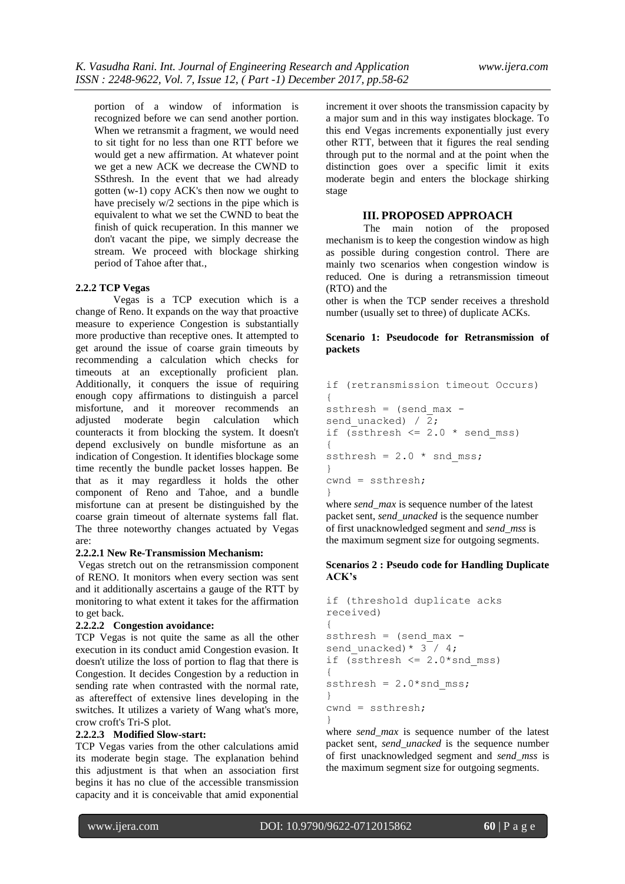portion of a window of information is recognized before we can send another portion. When we retransmit a fragment, we would need to sit tight for no less than one RTT before we would get a new affirmation. At whatever point we get a new ACK we decrease the CWND to SSthresh. In the event that we had already gotten (w-1) copy ACK's then now we ought to have precisely w/2 sections in the pipe which is equivalent to what we set the CWND to beat the finish of quick recuperation. In this manner we don't vacant the pipe, we simply decrease the stream. We proceed with blockage shirking period of Tahoe after that.,

### 2.2.2 TCP Vegas

Vegas is a TCP execution which is a change of Reno. It expands on the way that proactive measure to experience Congestion is substantially more productive than receptive ones. It attempted to get around the issue of coarse grain timeouts by recommending a calculation which checks for timeouts at an exceptionally proficient plan. Additionally, it conquers the issue of requiring enough copy affirmations to distinguish a parcel misfortune, and it moreover recommends an adjusted moderate begin calculation which counteracts it from blocking the system. It doesn't depend exclusively on bundle misfortune as an indication of Congestion. It identifies blockage some time recently the bundle packet losses happen. Be that as it may regardless it holds the other component of Reno and Tahoe, and a bundle misfortune can at present be distinguished by the coarse grain timeout of alternate systems fall flat. The three noteworthy changes actuated by Vegas are:

#### 2.2.2.1 New Re-Transmission Mechanism:

Vegas stretch out on the retransmission component of RENO. It monitors when every section was sent and it additionally ascertains a gauge of the RTT by monitoring to what extent it takes for the affirmation to get back.

#### 2.2.2.2 Congestion avoidance:

TCP Vegas is not quite the same as all the other execution in its conduct amid Congestion evasion. It doesn't utilize the loss of portion to flag that there is Congestion. It decides Congestion by a reduction in sending rate when contrasted with the normal rate, as aftereffect of extensive lines developing in the switches. It utilizes a variety of Wang what's more, crow croft's Tri-S plot.

#### 2.2.2.3 Modified Slow-start:

TCP Vegas varies from the other calculations amid its moderate begin stage. The explanation behind this adjustment is that when an association first begins it has no clue of the accessible transmission capacity and it is conceivable that amid exponential increment it over shoots the transmission capacity by a major sum and in this way instigates blockage. To this end Vegas increments exponentially just every other RTT, between that it figures the real sending through put to the normal and at the point when the distinction goes over a specific limit it exits moderate begin and enters the blockage shirking stage

## III. PROPOSED APPROACH

The main notion of the proposed mechanism is to keep the congestion window as high as possible during congestion control. There are mainly two scenarios when congestion window is reduced. One is during a retransmission timeout (RTO) and the

other is when the TCP sender receives a threshold number (usually set to three) of duplicate ACKs.

**Scenario 1: Pseudocode for Retransmission of packets**

```
if (retransmission timeout Occurs)
{
ssthresh = (send_max -
send_unacked) / 2;
if (ssthresh <= 2.0 * send_mss)
{
ssthresh = 2.0 * snd_mss;
}
cwnd = ssthresh;
}
```

where *send_max* is sequence number of the latest packet sent, *send_unacked* is the sequence number of first unacknowledged segment and *send_mss* is the maximum segment size for outgoing segments.

**Scenarios 2 : Pseudo code for Handling Duplicate ACK's**

```
if (threshold duplicate acks
received)
{
ssthresh = (send_max -
send_unacked)* 3 / 4;
if (ssthresh <= 2.0*snd_mss)
{
ssthresh = 2.0*snd_mss;
}
cwnd = ssthresh;
}
```

where *send_max* is sequence number of the latest packet sent, *send_unacked* is the sequence number of first unacknowledged segment and *send_mss* is the maximum segment size for outgoing segments.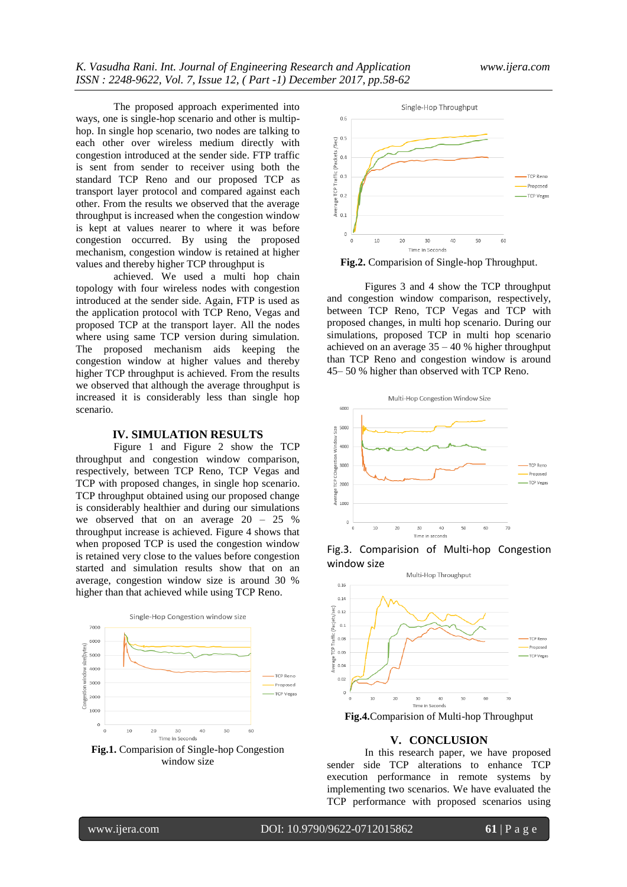The proposed approach experimented into ways, one is single-hop scenario and other is multip-hop. In single hop scenario, two nodes are talking to each other over wireless medium directly with congestion introduced at the sender side. FTP traffic is sent from sender to receiver using both the standard TCP Reno and our proposed TCP as transport layer protocol and compared against each other. From the results we observed that the average throughput is increased when the congestion window is kept at values nearer to where it was before congestion occurred. By using the proposed mechanism, congestion window is retained at higher values and thereby higher TCP throughput is achieved. We used a multi hop chain topology with four wireless nodes with congestion introduced at the sender side. Again, FTP is used as the application protocol with TCP Reno, Vegas and proposed TCP at the transport layer. All the nodes where using same TCP version during simulation. The proposed mechanism aids keeping the congestion window at higher values and thereby higher TCP throughput is achieved. From the results we observed that although the average throughput is increased it is considerably less than single hop scenario.

## IV. SIMULATION RESULTS

Figure 1 and Figure 2 show the TCP throughput and congestion window comparison, respectively, between TCP Reno, TCP Vegas and TCP with proposed changes, in single hop scenario. TCP throughput obtained using our proposed change is considerably healthier and during our simulations we observed that on an average 20 – 25 % throughput increase is achieved. Figure 4 shows that when proposed TCP is used the congestion window is retained very close to the values before congestion started and simulation results show that on an average, congestion window size is around 30 % higher than that achieved while using TCP Reno.

**Fig.1.** Comparision of Single-hop Congestion window size

**Fig.2.** Comparision of Single-hop Throughput.

Figures 3 and 4 show the TCP throughput and congestion window comparison, respectively, between TCP Reno, TCP Vegas and TCP with proposed changes, in multi hop scenario. During our simulations, proposed TCP in multi hop scenario achieved on an average 35 – 40 % higher throughput than TCP Reno and congestion window is around 45– 50 % higher than observed with TCP Reno.

Fig.3. Comparision of Multi-hop Congestion window size

**Fig.4.**Comparision of Multi-hop Throughput

## V. CONCLUSION

In this research paper, we have proposed sender side TCP alterations to enhance TCP execution performance in remote systems by implementing two scenarios. We have evaluated the TCP performance with proposed scenarios using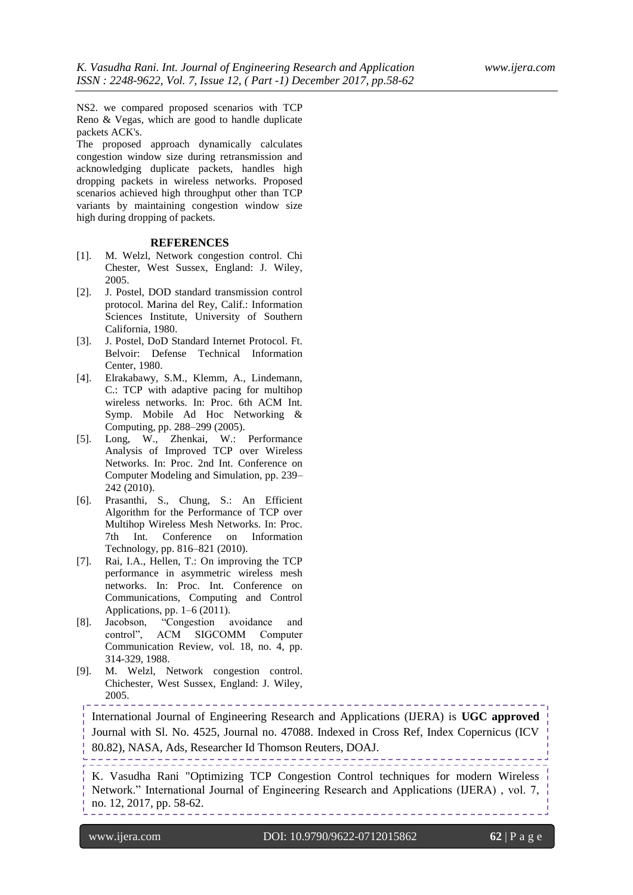NS2. we compared proposed scenarios with TCP Reno & Vegas, which are good to handle duplicate packets ACK's.

The proposed approach dynamically calculates congestion window size during retransmission and acknowledging duplicate packets, handles high dropping packets in wireless networks. Proposed scenarios achieved high throughput other than TCP variants by maintaining congestion window size high during dropping of packets.

## REFERENCES

[1]. M. Welzl, Network congestion control. Chi Chester, West Sussex, England: J. Wiley, 2005.

[2]. J. Postel, DOD standard transmission control protocol. Marina del Rey, Calif.: Information Sciences Institute, University of Southern California, 1980.

[3]. J. Postel, DoD Standard Internet Protocol. Ft. Belvoir: Defense Technical Information Center, 1980.

[4]. Elrakabawy, S.M., Klemm, A., Lindemann, C.: TCP with adaptive pacing for multihop wireless networks. In: Proc. 6th ACM Int. Symp. Mobile Ad Hoc Networking & Computing, pp. 288–299 (2005).

[5]. Long, W., Zhenkai, W.: Performance Analysis of Improved TCP over Wireless Networks. In: Proc. 2nd Int. Conference on Computer Modeling and Simulation, pp. 239–242 (2010).

[6]. Prasanthi, S., Chung, S.: An Efficient Algorithm for the Performance of TCP over Multihop Wireless Mesh Networks. In: Proc. 7th Int. Conference on Information Technology, pp. 816–821 (2010).

[7]. Rai, I.A., Hellen, T.: On improving the TCP performance in asymmetric wireless mesh networks. In: Proc. Int. Conference on Communications, Computing and Control Applications, pp. 1–6 (2011).

[8]. Jacobson, "Congestion avoidance and control", ACM SIGCOMM Computer Communication Review, vol. 18, no. 4, pp. 314-329, 1988.

[9]. M. Welzl, Network congestion control. Chichester, West Sussex, England: J. Wiley, 2005.

International Journal of Engineering Research and Applications (IJERA) is **UGC approved** Journal with Sl. No. 4525, Journal no. 47088. Indexed in Cross Ref, Index Copernicus (ICV 80.82), NASA, Ads, Researcher Id Thomson Reuters, DOAJ.

K. Vasudha Rani "Optimizing TCP Congestion Control techniques for modern Wireless Network." International Journal of Engineering Research and Applications (IJERA) , vol. 7, no. 12, 2017, pp. 58-62.